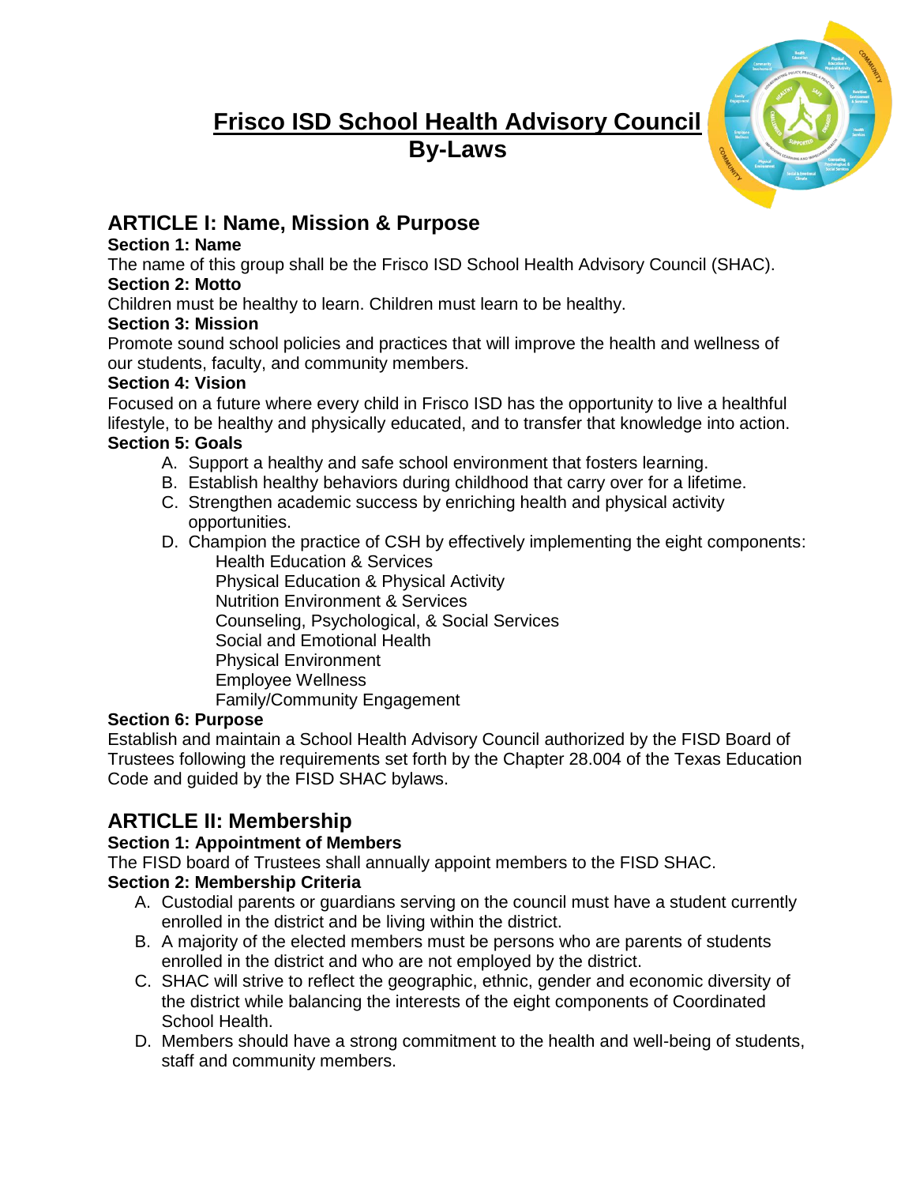# Frisco ISD School Health Advisory Council
# By-Laws

## ARTICLE I: Name, Mission & Purpose

**Section 1: Name**

The name of this group shall be the Frisco ISD School Health Advisory Council (SHAC).

**Section 2: Motto**

Children must be healthy to learn. Children must learn to be healthy.

**Section 3: Mission**

Promote sound school policies and practices that will improve the health and wellness of our students, faculty, and community members.

**Section 4: Vision**

Focused on a future where every child in Frisco ISD has the opportunity to live a healthful lifestyle, to be healthy and physically educated, and to transfer that knowledge into action.

**Section 5: Goals**

A. Support a healthy and safe school environment that fosters learning.
B. Establish healthy behaviors during childhood that carry over for a lifetime.
C. Strengthen academic success by enriching health and physical activity opportunities.
D. Champion the practice of CSH by effectively implementing the eight components:
   - Health Education & Services
   - Physical Education & Physical Activity
   - Nutrition Environment & Services
   - Counseling, Psychological, & Social Services
   - Social and Emotional Health
   - Physical Environment
   - Employee Wellness
   - Family/Community Engagement

**Section 6: Purpose**

Establish and maintain a School Health Advisory Council authorized by the FISD Board of Trustees following the requirements set forth by the Chapter 28.004 of the Texas Education Code and guided by the FISD SHAC bylaws.

## ARTICLE II: Membership

**Section 1: Appointment of Members**

The FISD board of Trustees shall annually appoint members to the FISD SHAC.

**Section 2: Membership Criteria**

A. Custodial parents or guardians serving on the council must have a student currently enrolled in the district and be living within the district.
B. A majority of the elected members must be persons who are parents of students enrolled in the district and who are not employed by the district.
C. SHAC will strive to reflect the geographic, ethnic, gender and economic diversity of the district while balancing the interests of the eight components of Coordinated School Health.
D. Members should have a strong commitment to the health and well-being of students, staff and community members.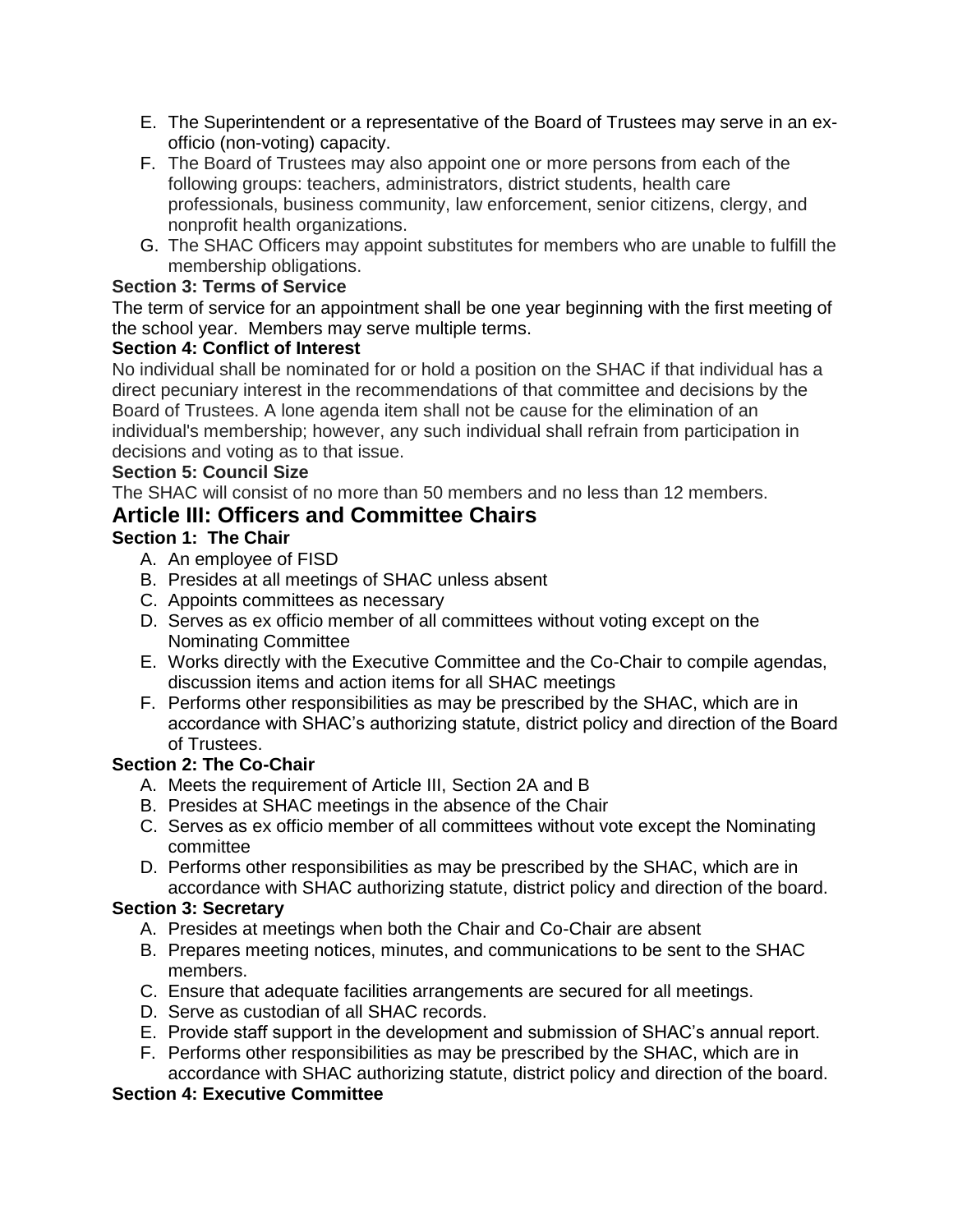E. The Superintendent or a representative of the Board of Trustees may serve in an ex-officio (non-voting) capacity.
F. The Board of Trustees may also appoint one or more persons from each of the following groups: teachers, administrators, district students, health care professionals, business community, law enforcement, senior citizens, clergy, and nonprofit health organizations.
G. The SHAC Officers may appoint substitutes for members who are unable to fulfill the membership obligations.

**Section 3: Terms of Service**

The term of service for an appointment shall be one year beginning with the first meeting of the school year. Members may serve multiple terms.

**Section 4: Conflict of Interest**

No individual shall be nominated for or hold a position on the SHAC if that individual has a direct pecuniary interest in the recommendations of that committee and decisions by the Board of Trustees. A lone agenda item shall not be cause for the elimination of an individual's membership; however, any such individual shall refrain from participation in decisions and voting as to that issue.

**Section 5: Council Size**

The SHAC will consist of no more than 50 members and no less than 12 members.

## Article III: Officers and Committee Chairs

**Section 1: The Chair**

A. An employee of FISD
B. Presides at all meetings of SHAC unless absent
C. Appoints committees as necessary
D. Serves as ex officio member of all committees without voting except on the Nominating Committee
E. Works directly with the Executive Committee and the Co-Chair to compile agendas, discussion items and action items for all SHAC meetings
F. Performs other responsibilities as may be prescribed by the SHAC, which are in accordance with SHAC's authorizing statute, district policy and direction of the Board of Trustees.

**Section 2: The Co-Chair**

A. Meets the requirement of Article III, Section 2A and B
B. Presides at SHAC meetings in the absence of the Chair
C. Serves as ex officio member of all committees without vote except the Nominating committee
D. Performs other responsibilities as may be prescribed by the SHAC, which are in accordance with SHAC authorizing statute, district policy and direction of the board.

**Section 3: Secretary**

A. Presides at meetings when both the Chair and Co-Chair are absent
B. Prepares meeting notices, minutes, and communications to be sent to the SHAC members.
C. Ensure that adequate facilities arrangements are secured for all meetings.
D. Serve as custodian of all SHAC records.
E. Provide staff support in the development and submission of SHAC's annual report.
F. Performs other responsibilities as may be prescribed by the SHAC, which are in accordance with SHAC authorizing statute, district policy and direction of the board.

**Section 4: Executive Committee**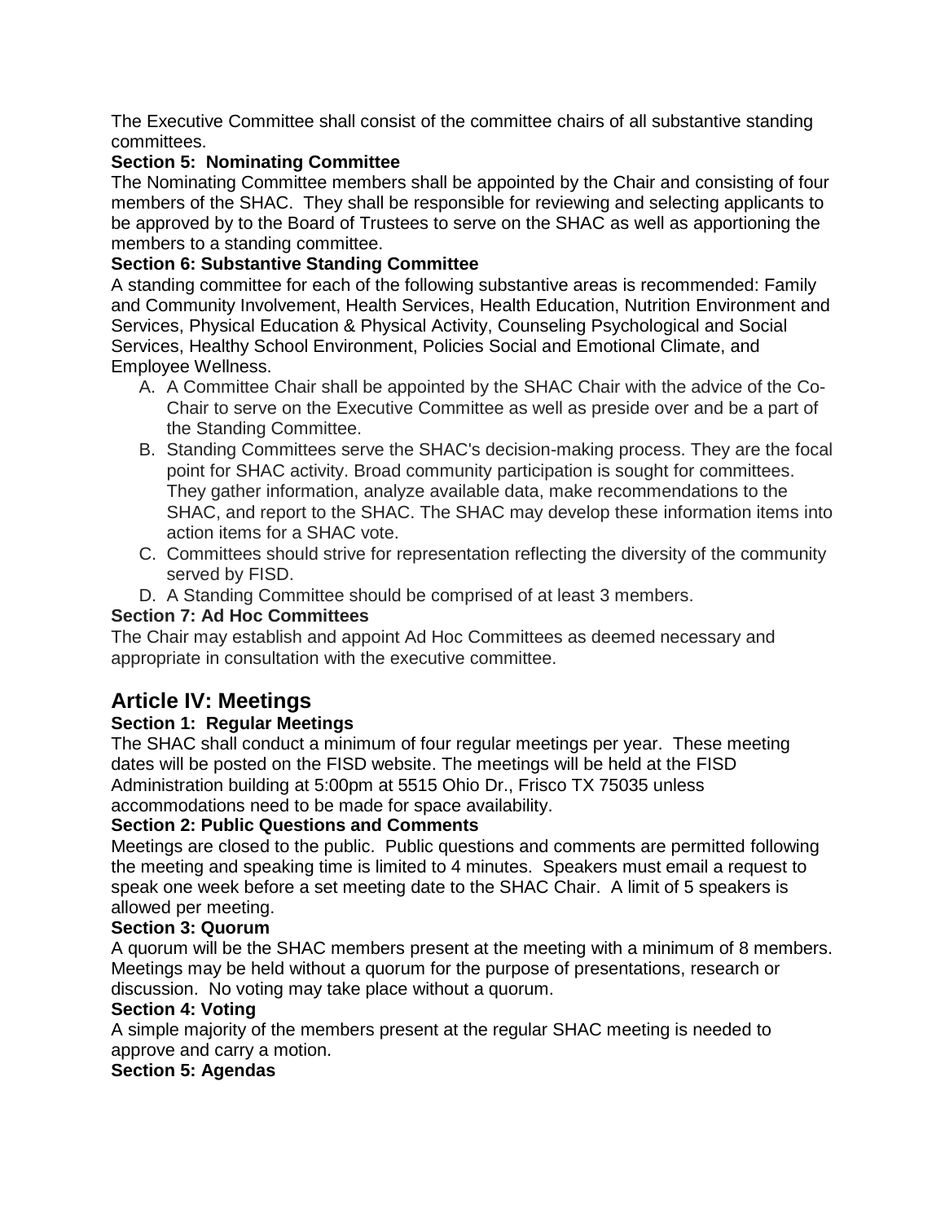The Executive Committee shall consist of the committee chairs of all substantive standing committees.

**Section 5: Nominating Committee**

The Nominating Committee members shall be appointed by the Chair and consisting of four members of the SHAC. They shall be responsible for reviewing and selecting applicants to be approved by to the Board of Trustees to serve on the SHAC as well as apportioning the members to a standing committee.

**Section 6: Substantive Standing Committee**

A standing committee for each of the following substantive areas is recommended: Family and Community Involvement, Health Services, Health Education, Nutrition Environment and Services, Physical Education & Physical Activity, Counseling Psychological and Social Services, Healthy School Environment, Policies Social and Emotional Climate, and Employee Wellness.

A. A Committee Chair shall be appointed by the SHAC Chair with the advice of the Co-Chair to serve on the Executive Committee as well as preside over and be a part of the Standing Committee.
B. Standing Committees serve the SHAC's decision-making process. They are the focal point for SHAC activity. Broad community participation is sought for committees. They gather information, analyze available data, make recommendations to the SHAC, and report to the SHAC. The SHAC may develop these information items into action items for a SHAC vote.
C. Committees should strive for representation reflecting the diversity of the community served by FISD.
D. A Standing Committee should be comprised of at least 3 members.

**Section 7: Ad Hoc Committees**

The Chair may establish and appoint Ad Hoc Committees as deemed necessary and appropriate in consultation with the executive committee.

## Article IV: Meetings

**Section 1: Regular Meetings**

The SHAC shall conduct a minimum of four regular meetings per year. These meeting dates will be posted on the FISD website. The meetings will be held at the FISD Administration building at 5:00pm at 5515 Ohio Dr., Frisco TX 75035 unless accommodations need to be made for space availability.

**Section 2: Public Questions and Comments**

Meetings are closed to the public. Public questions and comments are permitted following the meeting and speaking time is limited to 4 minutes. Speakers must email a request to speak one week before a set meeting date to the SHAC Chair. A limit of 5 speakers is allowed per meeting.

**Section 3: Quorum**

A quorum will be the SHAC members present at the meeting with a minimum of 8 members. Meetings may be held without a quorum for the purpose of presentations, research or discussion. No voting may take place without a quorum.

**Section 4: Voting**

A simple majority of the members present at the regular SHAC meeting is needed to approve and carry a motion.

**Section 5: Agendas**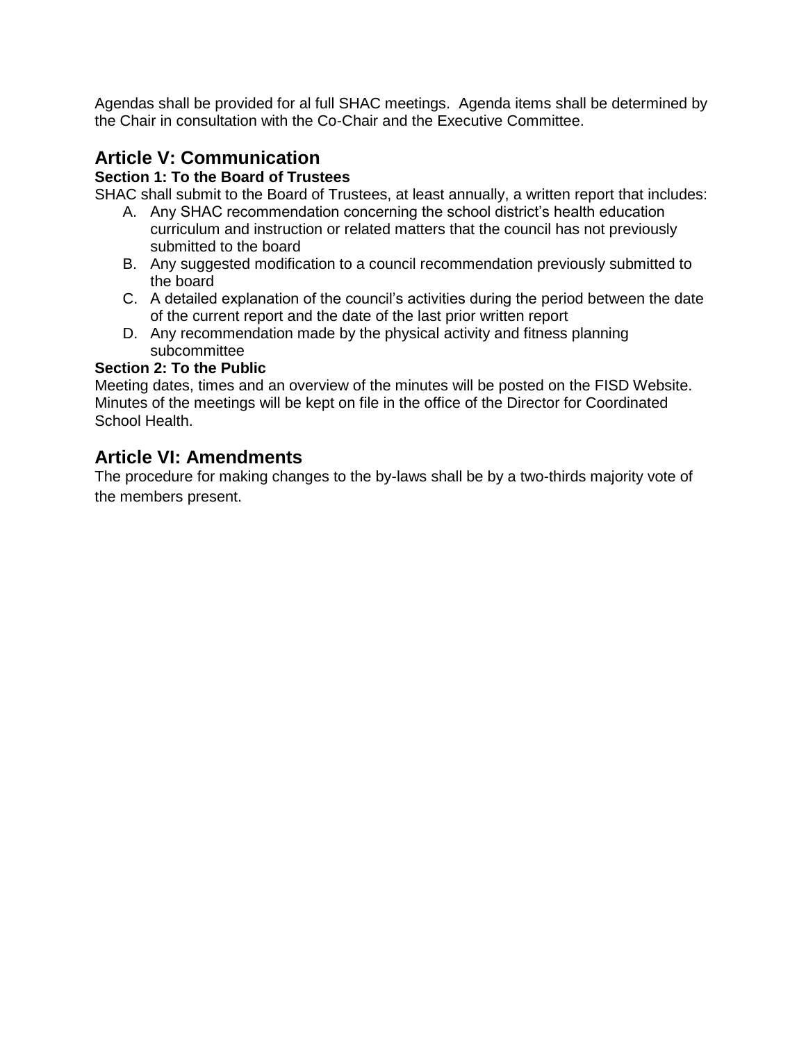Agendas shall be provided for al full SHAC meetings. Agenda items shall be determined by the Chair in consultation with the Co-Chair and the Executive Committee.

## Article V: Communication

### Section 1: To the Board of Trustees

SHAC shall submit to the Board of Trustees, at least annually, a written report that includes:

A. Any SHAC recommendation concerning the school district's health education curriculum and instruction or related matters that the council has not previously submitted to the board
B. Any suggested modification to a council recommendation previously submitted to the board
C. A detailed explanation of the council's activities during the period between the date of the current report and the date of the last prior written report
D. Any recommendation made by the physical activity and fitness planning subcommittee

### Section 2: To the Public

Meeting dates, times and an overview of the minutes will be posted on the FISD Website. Minutes of the meetings will be kept on file in the office of the Director for Coordinated School Health.

## Article VI: Amendments

The procedure for making changes to the by-laws shall be by a two-thirds majority vote of the members present.